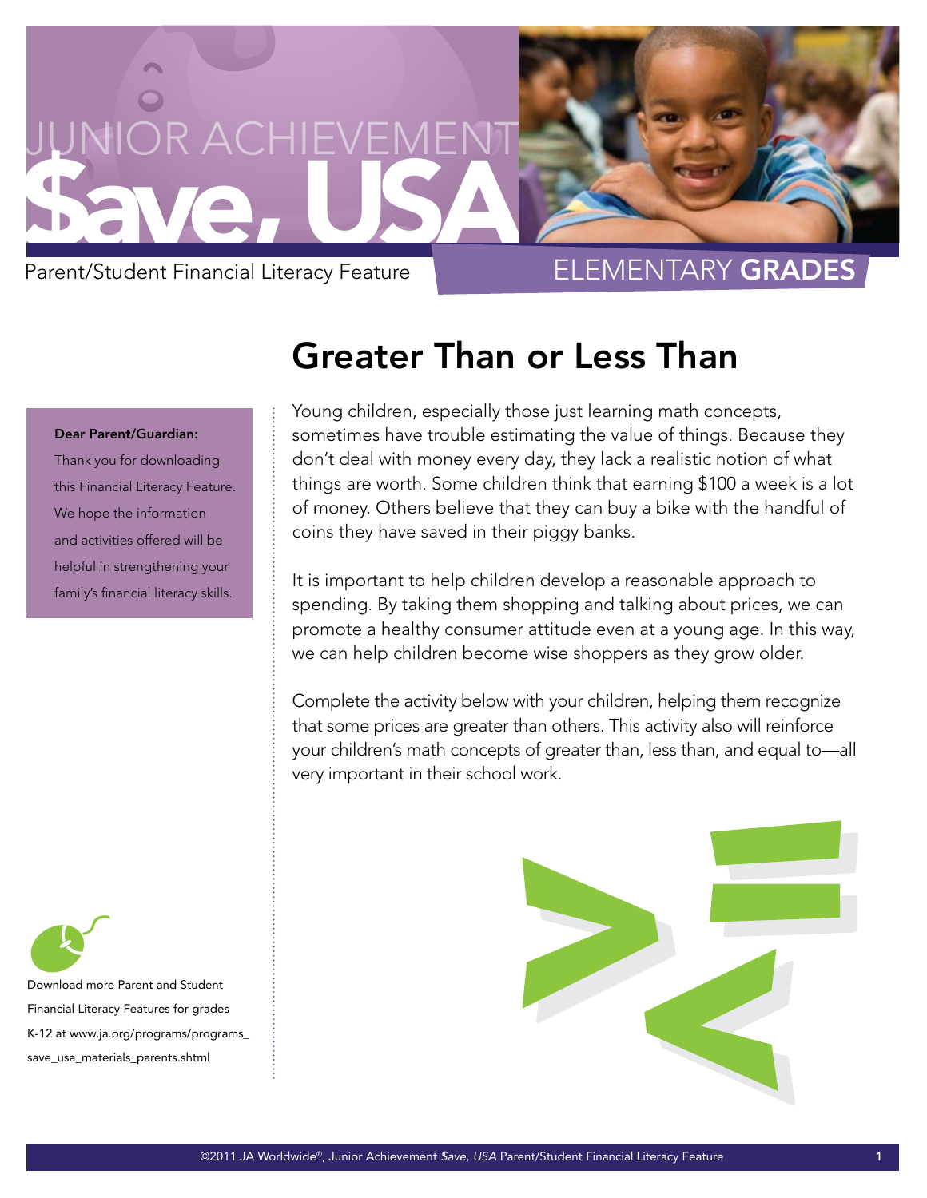# Junior Achievement $ave, USA

Parent/Student Financial Literacy Feature

ELEMENTARY **GRADES**

## Greater Than or Less Than

**Dear Parent/Guardian:**

Thank you for downloading this Financial Literacy Feature. We hope the information and activities offered will be helpful in strengthening your family's financial literacy skills.

Young children, especially those just learning math concepts, sometimes have trouble estimating the value of things. Because they don't deal with money every day, they lack a realistic notion of what things are worth. Some children think that earning $100 a week is a lot of money. Others believe that they can buy a bike with the handful of coins they have saved in their piggy banks.

It is important to help children develop a reasonable approach to spending. By taking them shopping and talking about prices, we can promote a healthy consumer attitude even at a young age. In this way, we can help children become wise shoppers as they grow older.

Complete the activity below with your children, helping them recognize that some prices are greater than others. This activity also will reinforce your children's math concepts of greater than, less than, and equal to—all very important in their school work.

Download more Parent and Student Financial Literacy Features for grades K-12 at www.ja.org/programs/programs_save_usa_materials_parents.shtml

©2011 JA Worldwide®, Junior Achievement *$ave, USA* Parent/Student Financial Literacy Feature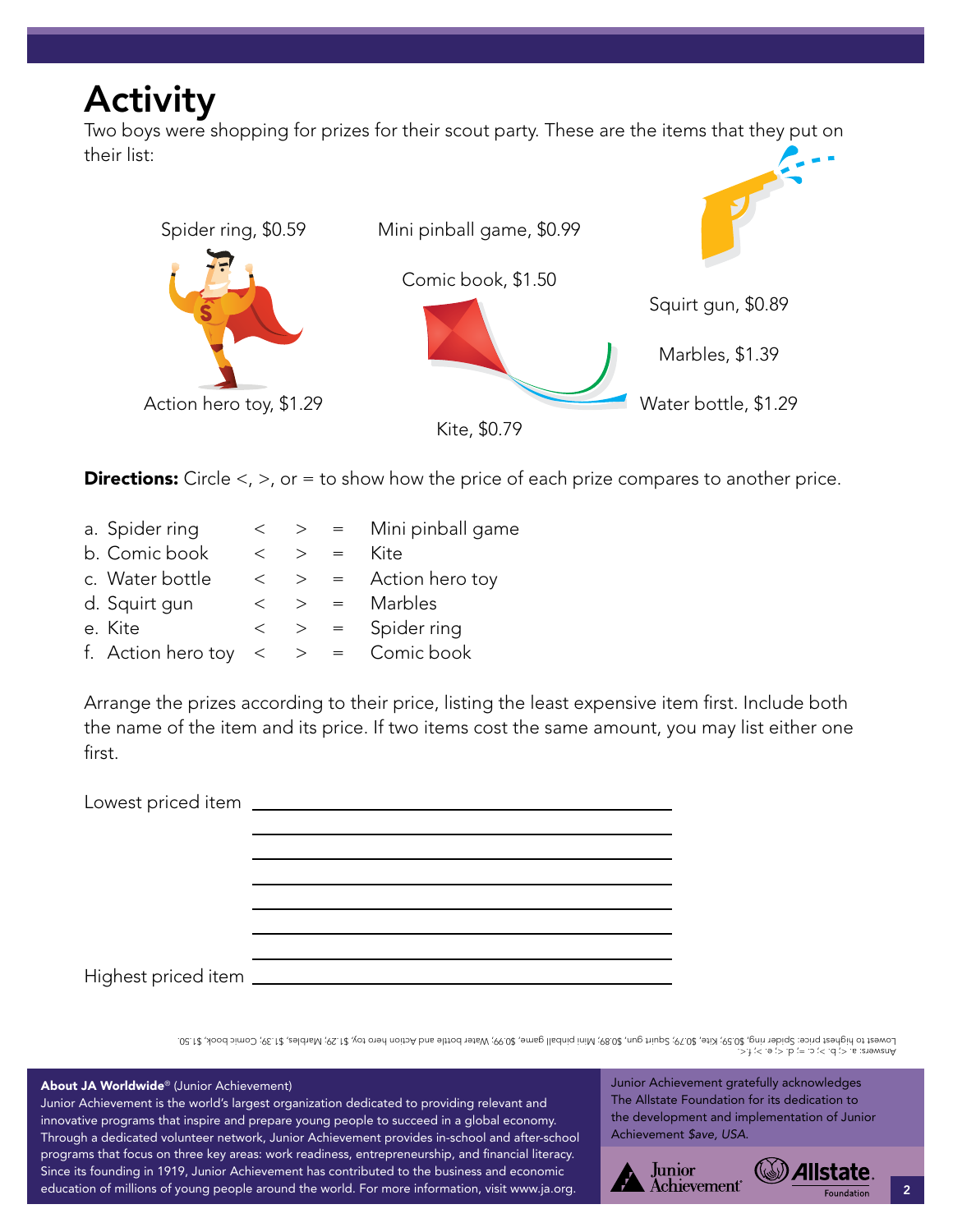# Activity

Two boys were shopping for prizes for their scout party. These are the items that they put on their list:

Spider ring, $0.59

Mini pinball game, $0.99

Comic book, $1.50

Squirt gun, $0.89

Marbles, $1.39

Action hero toy, $1.29

Water bottle, $1.29

Kite, $0.79

**Directions:** Circle <, >, or = to show how the price of each prize compares to another price.

| | | | | |
|---|---|---|---|---|
| a. Spider ring | < | > | = | Mini pinball game |
| b. Comic book | < | > | = | Kite |
| c. Water bottle | < | > | = | Action hero toy |
| d. Squirt gun | < | > | = | Marbles |
| e. Kite | < | > | = | Spider ring |
| f. Action hero toy | < | > | = | Comic book |

Arrange the prizes according to their price, listing the least expensive item first. Include both the name of the item and its price. If two items cost the same amount, you may list either one first.

Lowest priced item ______________________________

______________________________

______________________________

______________________________

______________________________

______________________________

______________________________

Highest priced item ______________________________

Answers: a. <; b. >; c. =; d. <; e. >; f. <.
Lowest to highest price: Spider ring, $0.59; Kite, $0.79; Squirt gun, $0.89; Mini pinball game, $0.99; Water bottle and Action hero toy, $1.29; Marbles, $1.39; Comic book, $1.50.

**About JA Worldwide**® (Junior Achievement)
Junior Achievement is the world's largest organization dedicated to providing relevant and innovative programs that inspire and prepare young people to succeed in a global economy. Through a dedicated volunteer network, Junior Achievement provides in-school and after-school programs that focus on three key areas: work readiness, entrepreneurship, and financial literacy. Since its founding in 1919, Junior Achievement has contributed to the business and economic education of millions of young people around the world. For more information, visit www.ja.org.

Junior Achievement gratefully acknowledges The Allstate Foundation for its dedication to the development and implementation of Junior Achievement *$ave, USA.*

Junior Achievement
Allstate Foundation